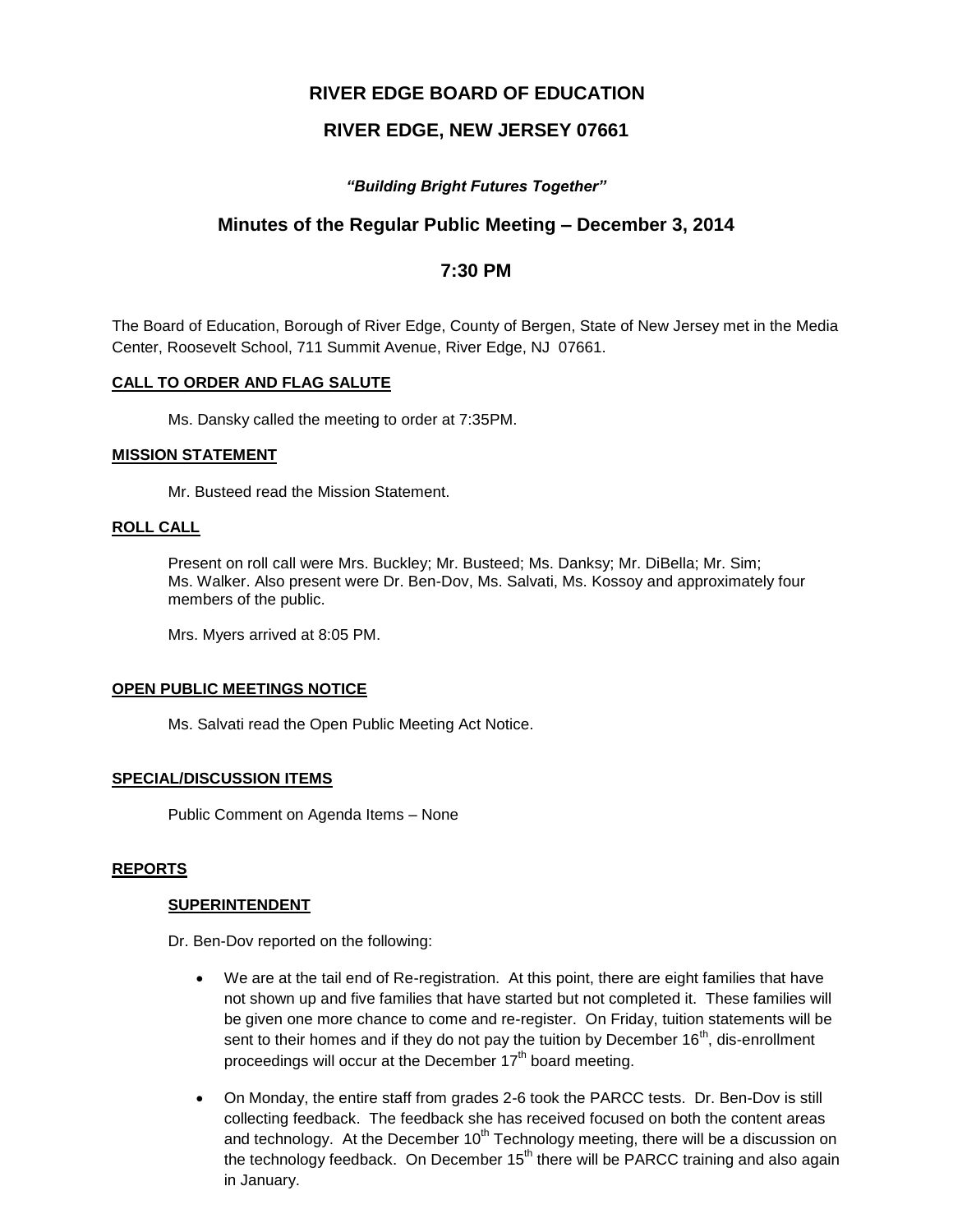# RIVER EDGE BOARD OF EDUCATION

# RIVER EDGE, NEW JERSEY 07661

***"Building Bright Futures Together"***

## Minutes of the Regular Public Meeting – December 3, 2014

## 7:30 PM

The Board of Education, Borough of River Edge, County of Bergen, State of New Jersey met in the Media Center, Roosevelt School, 711 Summit Avenue, River Edge, NJ 07661.

### CALL TO ORDER AND FLAG SALUTE

Ms. Dansky called the meeting to order at 7:35PM.

### MISSION STATEMENT

Mr. Busteed read the Mission Statement.

### ROLL CALL

Present on roll call were Mrs. Buckley; Mr. Busteed; Ms. Danksy; Mr. DiBella; Mr. Sim; Ms. Walker. Also present were Dr. Ben-Dov, Ms. Salvati, Ms. Kossoy and approximately four members of the public.

Mrs. Myers arrived at 8:05 PM.

### OPEN PUBLIC MEETINGS NOTICE

Ms. Salvati read the Open Public Meeting Act Notice.

### SPECIAL/DISCUSSION ITEMS

Public Comment on Agenda Items – None

### REPORTS

#### SUPERINTENDENT

Dr. Ben-Dov reported on the following:

- We are at the tail end of Re-registration. At this point, there are eight families that have not shown up and five families that have started but not completed it. These families will be given one more chance to come and re-register. On Friday, tuition statements will be sent to their homes and if they do not pay the tuition by December 16th, dis-enrollment proceedings will occur at the December 17th board meeting.
- On Monday, the entire staff from grades 2-6 took the PARCC tests. Dr. Ben-Dov is still collecting feedback. The feedback she has received focused on both the content areas and technology. At the December 10th Technology meeting, there will be a discussion on the technology feedback. On December 15th there will be PARCC training and also again in January.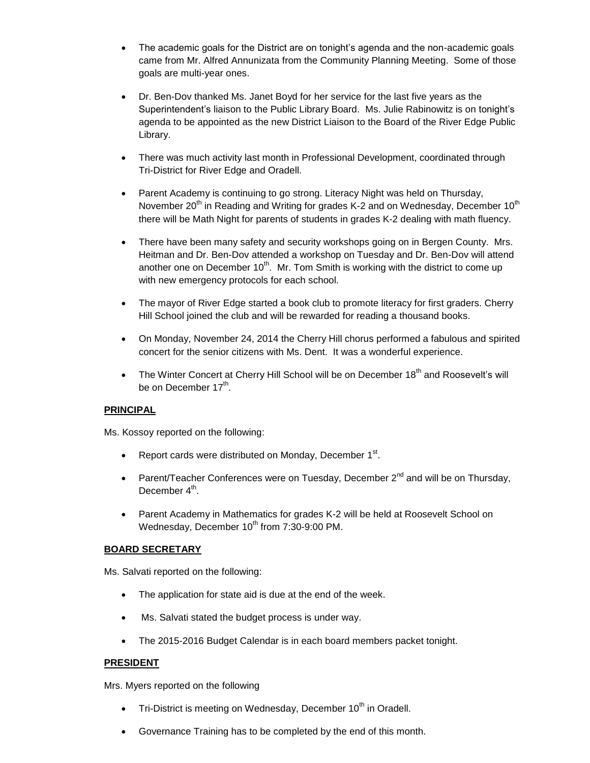- The academic goals for the District are on tonight's agenda and the non-academic goals came from Mr. Alfred Annunizata from the Community Planning Meeting. Some of those goals are multi-year ones.

- Dr. Ben-Dov thanked Ms. Janet Boyd for her service for the last five years as the Superintendent's liaison to the Public Library Board. Ms. Julie Rabinowitz is on tonight's agenda to be appointed as the new District Liaison to the Board of the River Edge Public Library.

- There was much activity last month in Professional Development, coordinated through Tri-District for River Edge and Oradell.

- Parent Academy is continuing to go strong. Literacy Night was held on Thursday, November 20th in Reading and Writing for grades K-2 and on Wednesday, December 10th there will be Math Night for parents of students in grades K-2 dealing with math fluency.

- There have been many safety and security workshops going on in Bergen County. Mrs. Heitman and Dr. Ben-Dov attended a workshop on Tuesday and Dr. Ben-Dov will attend another one on December 10th. Mr. Tom Smith is working with the district to come up with new emergency protocols for each school.

- The mayor of River Edge started a book club to promote literacy for first graders. Cherry Hill School joined the club and will be rewarded for reading a thousand books.

- On Monday, November 24, 2014 the Cherry Hill chorus performed a fabulous and spirited concert for the senior citizens with Ms. Dent. It was a wonderful experience.

- The Winter Concert at Cherry Hill School will be on December 18th and Roosevelt's will be on December 17th.

**PRINCIPAL**

Ms. Kossoy reported on the following:

- Report cards were distributed on Monday, December 1st.

- Parent/Teacher Conferences were on Tuesday, December 2nd and will be on Thursday, December 4th.

- Parent Academy in Mathematics for grades K-2 will be held at Roosevelt School on Wednesday, December 10th from 7:30-9:00 PM.

**BOARD SECRETARY**

Ms. Salvati reported on the following:

- The application for state aid is due at the end of the week.

- Ms. Salvati stated the budget process is under way.

- The 2015-2016 Budget Calendar is in each board members packet tonight.

**PRESIDENT**

Mrs. Myers reported on the following

- Tri-District is meeting on Wednesday, December 10th in Oradell.

- Governance Training has to be completed by the end of this month.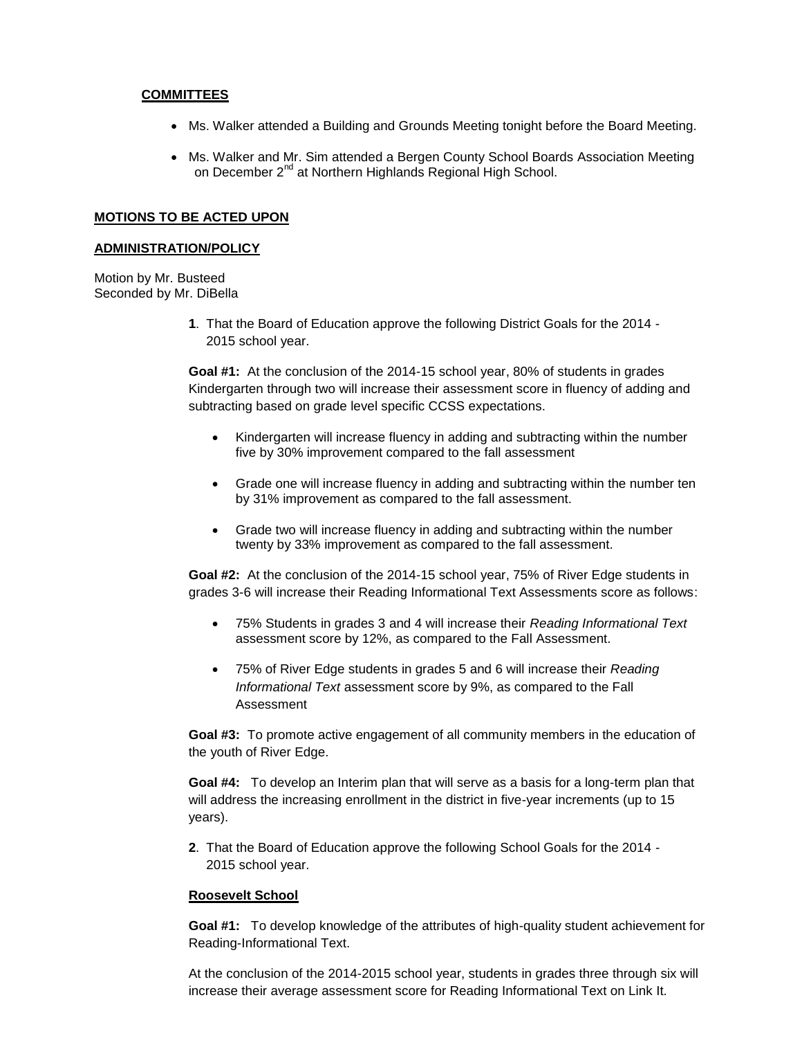**COMMITTEES**

- Ms. Walker attended a Building and Grounds Meeting tonight before the Board Meeting.
- Ms. Walker and Mr. Sim attended a Bergen County School Boards Association Meeting on December 2nd at Northern Highlands Regional High School.

**MOTIONS TO BE ACTED UPON**

**ADMINISTRATION/POLICY**

Motion by Mr. Busteed
Seconded by Mr. DiBella

**1**. That the Board of Education approve the following District Goals for the 2014 - 2015 school year.

**Goal #1:** At the conclusion of the 2014-15 school year, 80% of students in grades Kindergarten through two will increase their assessment score in fluency of adding and subtracting based on grade level specific CCSS expectations.

- Kindergarten will increase fluency in adding and subtracting within the number five by 30% improvement compared to the fall assessment
- Grade one will increase fluency in adding and subtracting within the number ten by 31% improvement as compared to the fall assessment.
- Grade two will increase fluency in adding and subtracting within the number twenty by 33% improvement as compared to the fall assessment.

**Goal #2:** At the conclusion of the 2014-15 school year, 75% of River Edge students in grades 3-6 will increase their Reading Informational Text Assessments score as follows:

- 75% Students in grades 3 and 4 will increase their *Reading Informational Text* assessment score by 12%, as compared to the Fall Assessment.
- 75% of River Edge students in grades 5 and 6 will increase their *Reading Informational Text* assessment score by 9%, as compared to the Fall Assessment

**Goal #3:** To promote active engagement of all community members in the education of the youth of River Edge.

**Goal #4:** To develop an Interim plan that will serve as a basis for a long-term plan that will address the increasing enrollment in the district in five-year increments (up to 15 years).

**2**. That the Board of Education approve the following School Goals for the 2014 - 2015 school year.

**Roosevelt School**

**Goal #1:** To develop knowledge of the attributes of high-quality student achievement for Reading-Informational Text.

At the conclusion of the 2014-2015 school year, students in grades three through six will increase their average assessment score for Reading Informational Text on Link It.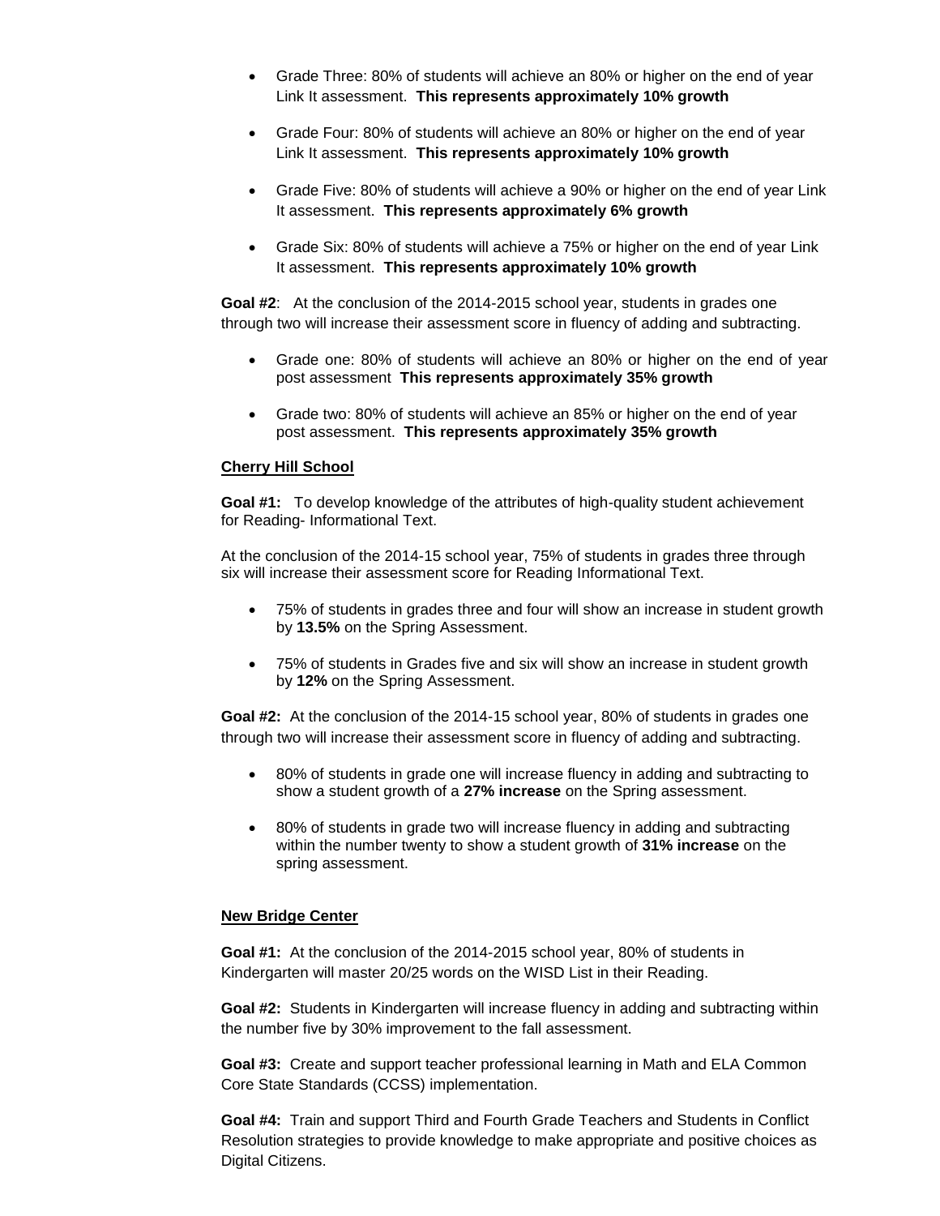- Grade Three: 80% of students will achieve an 80% or higher on the end of year Link It assessment. **This represents approximately 10% growth**

- Grade Four: 80% of students will achieve an 80% or higher on the end of year Link It assessment. **This represents approximately 10% growth**

- Grade Five: 80% of students will achieve a 90% or higher on the end of year Link It assessment. **This represents approximately 6% growth**

- Grade Six: 80% of students will achieve a 75% or higher on the end of year Link It assessment. **This represents approximately 10% growth**

**Goal #2**: At the conclusion of the 2014-2015 school year, students in grades one through two will increase their assessment score in fluency of adding and subtracting.

- Grade one: 80% of students will achieve an 80% or higher on the end of year post assessment **This represents approximately 35% growth**

- Grade two: 80% of students will achieve an 85% or higher on the end of year post assessment. **This represents approximately 35% growth**

**Cherry Hill School**

**Goal #1:** To develop knowledge of the attributes of high-quality student achievement for Reading- Informational Text.

At the conclusion of the 2014-15 school year, 75% of students in grades three through six will increase their assessment score for Reading Informational Text.

- 75% of students in grades three and four will show an increase in student growth by **13.5%** on the Spring Assessment.

- 75% of students in Grades five and six will show an increase in student growth by **12%** on the Spring Assessment.

**Goal #2:** At the conclusion of the 2014-15 school year, 80% of students in grades one through two will increase their assessment score in fluency of adding and subtracting.

- 80% of students in grade one will increase fluency in adding and subtracting to show a student growth of a **27% increase** on the Spring assessment.

- 80% of students in grade two will increase fluency in adding and subtracting within the number twenty to show a student growth of **31% increase** on the spring assessment.

**New Bridge Center**

**Goal #1:** At the conclusion of the 2014-2015 school year, 80% of students in Kindergarten will master 20/25 words on the WISD List in their Reading.

**Goal #2:** Students in Kindergarten will increase fluency in adding and subtracting within the number five by 30% improvement to the fall assessment.

**Goal #3:** Create and support teacher professional learning in Math and ELA Common Core State Standards (CCSS) implementation.

**Goal #4:** Train and support Third and Fourth Grade Teachers and Students in Conflict Resolution strategies to provide knowledge to make appropriate and positive choices as Digital Citizens.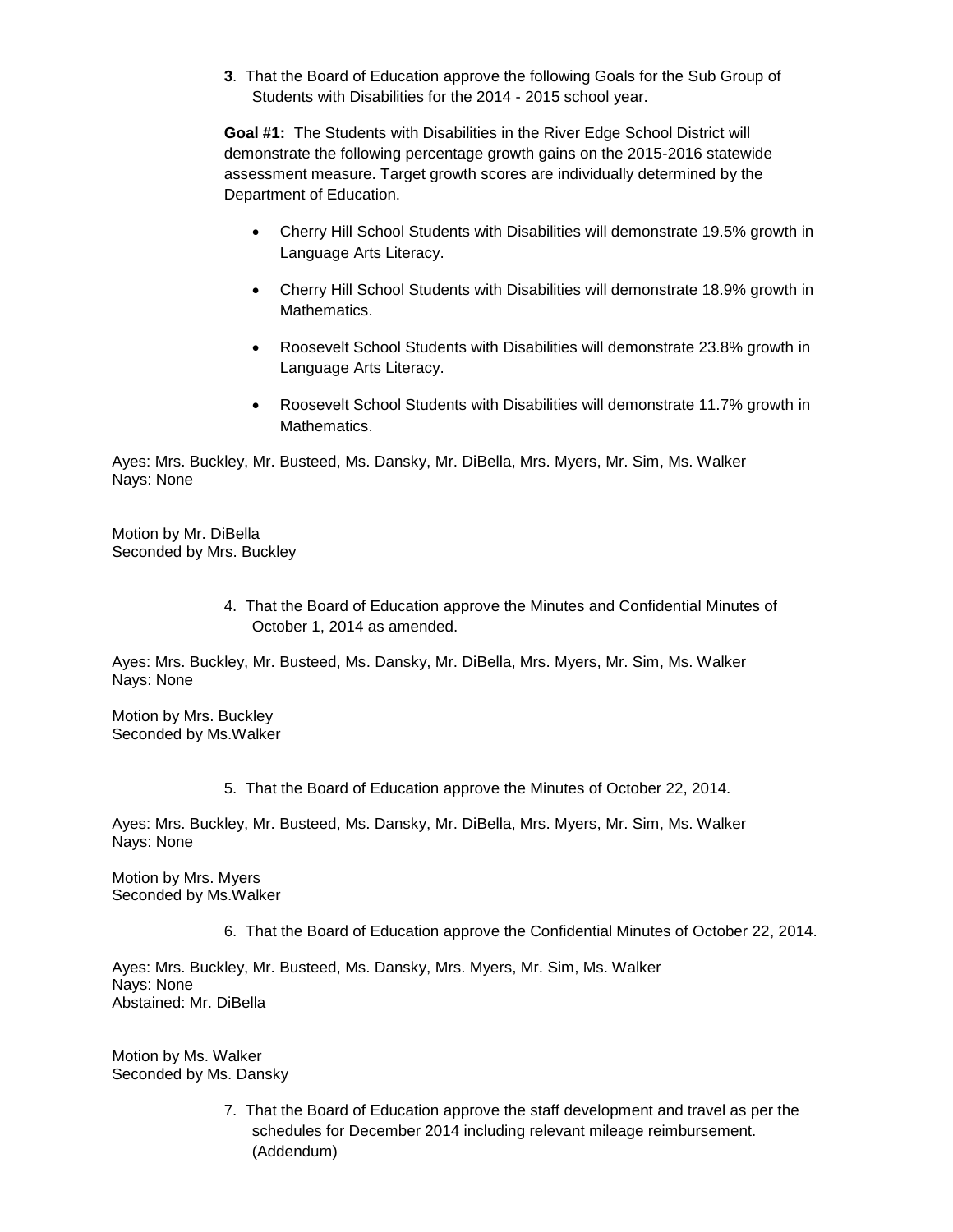**3**. That the Board of Education approve the following Goals for the Sub Group of Students with Disabilities for the 2014 - 2015 school year.

**Goal #1:** The Students with Disabilities in the River Edge School District will demonstrate the following percentage growth gains on the 2015-2016 statewide assessment measure. Target growth scores are individually determined by the Department of Education.

- Cherry Hill School Students with Disabilities will demonstrate 19.5% growth in Language Arts Literacy.
- Cherry Hill School Students with Disabilities will demonstrate 18.9% growth in Mathematics.
- Roosevelt School Students with Disabilities will demonstrate 23.8% growth in Language Arts Literacy.
- Roosevelt School Students with Disabilities will demonstrate 11.7% growth in Mathematics.

Ayes: Mrs. Buckley, Mr. Busteed, Ms. Dansky, Mr. DiBella, Mrs. Myers, Mr. Sim, Ms. Walker
Nays: None

Motion by Mr. DiBella
Seconded by Mrs. Buckley

4. That the Board of Education approve the Minutes and Confidential Minutes of October 1, 2014 as amended.

Ayes: Mrs. Buckley, Mr. Busteed, Ms. Dansky, Mr. DiBella, Mrs. Myers, Mr. Sim, Ms. Walker
Nays: None

Motion by Mrs. Buckley
Seconded by Ms.Walker

5. That the Board of Education approve the Minutes of October 22, 2014.

Ayes: Mrs. Buckley, Mr. Busteed, Ms. Dansky, Mr. DiBella, Mrs. Myers, Mr. Sim, Ms. Walker
Nays: None

Motion by Mrs. Myers
Seconded by Ms.Walker

6. That the Board of Education approve the Confidential Minutes of October 22, 2014.

Ayes: Mrs. Buckley, Mr. Busteed, Ms. Dansky, Mrs. Myers, Mr. Sim, Ms. Walker
Nays: None
Abstained: Mr. DiBella

Motion by Ms. Walker
Seconded by Ms. Dansky

7. That the Board of Education approve the staff development and travel as per the schedules for December 2014 including relevant mileage reimbursement. (Addendum)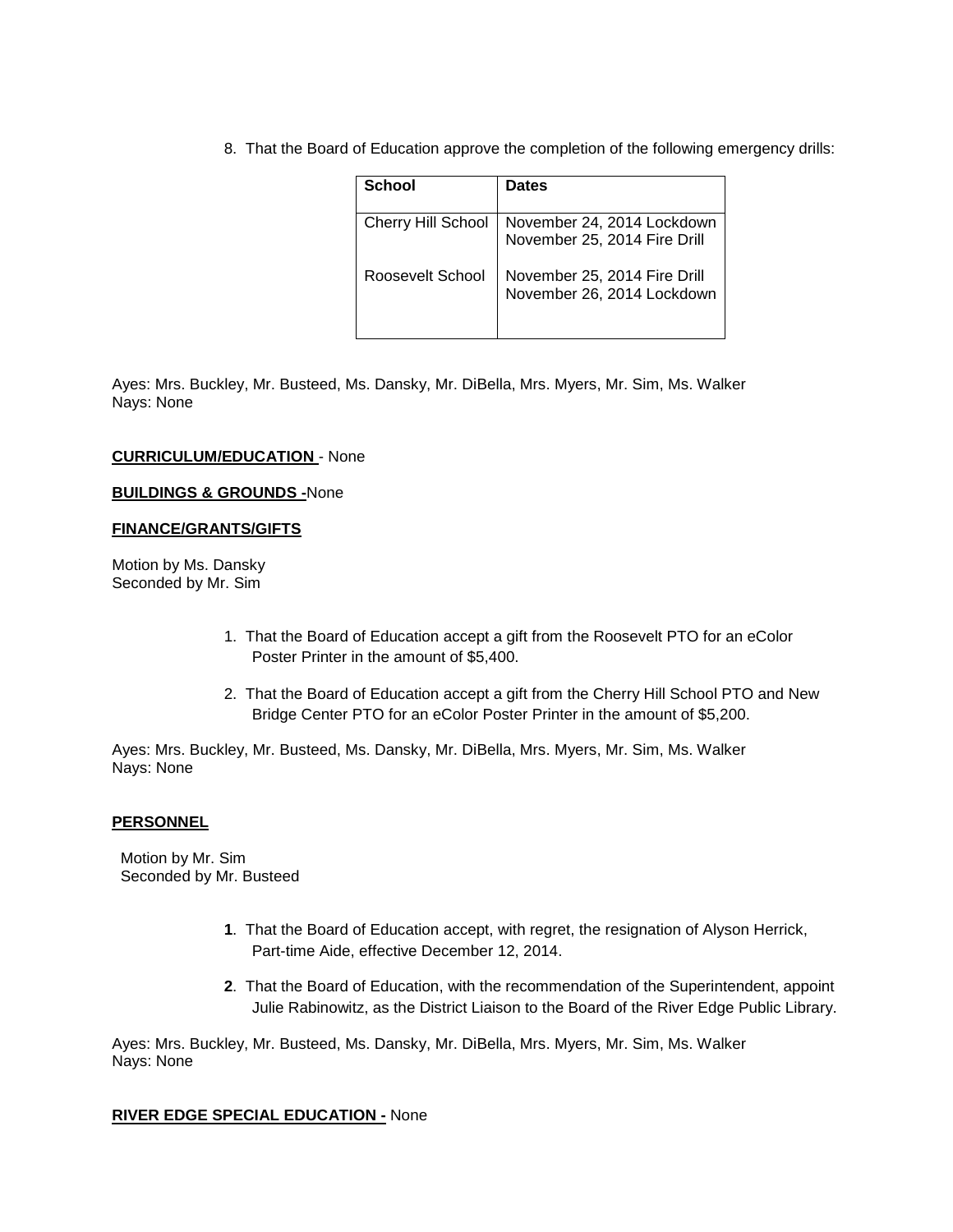8. That the Board of Education approve the completion of the following emergency drills:

| School | Dates |
|---|---|
| Cherry Hill School | November 24, 2014 Lockdown<br>November 25, 2014 Fire Drill |
| Roosevelt School | November 25, 2014 Fire Drill<br>November 26, 2014 Lockdown |

Ayes: Mrs. Buckley, Mr. Busteed, Ms. Dansky, Mr. DiBella, Mrs. Myers, Mr. Sim, Ms. Walker
Nays: None

**CURRICULUM/EDUCATION** - None

**BUILDINGS & GROUNDS -** None

**FINANCE/GRANTS/GIFTS**

Motion by Ms. Dansky
Seconded by Mr. Sim

1. That the Board of Education accept a gift from the Roosevelt PTO for an eColor Poster Printer in the amount of $5,400.

2. That the Board of Education accept a gift from the Cherry Hill School PTO and New Bridge Center PTO for an eColor Poster Printer in the amount of $5,200.

Ayes: Mrs. Buckley, Mr. Busteed, Ms. Dansky, Mr. DiBella, Mrs. Myers, Mr. Sim, Ms. Walker
Nays: None

**PERSONNEL**

Motion by Mr. Sim
Seconded by Mr. Busteed

**1**. That the Board of Education accept, with regret, the resignation of Alyson Herrick, Part-time Aide, effective December 12, 2014.

**2**. That the Board of Education, with the recommendation of the Superintendent, appoint Julie Rabinowitz, as the District Liaison to the Board of the River Edge Public Library.

Ayes: Mrs. Buckley, Mr. Busteed, Ms. Dansky, Mr. DiBella, Mrs. Myers, Mr. Sim, Ms. Walker
Nays: None

**RIVER EDGE SPECIAL EDUCATION -** None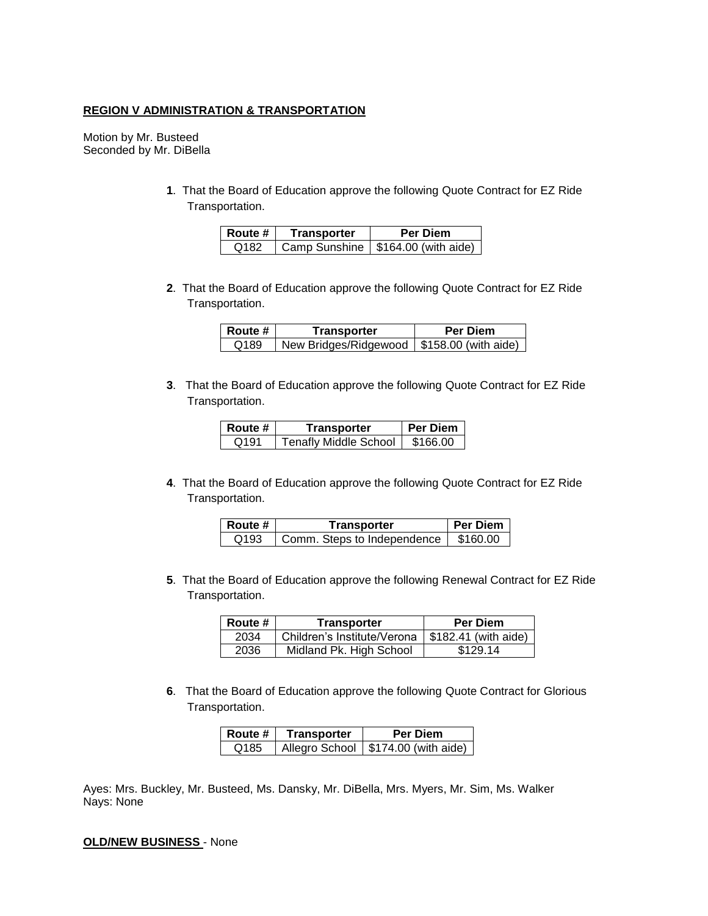**REGION V ADMINISTRATION & TRANSPORTATION**

Motion by Mr. Busteed
Seconded by Mr. DiBella

**1**. That the Board of Education approve the following Quote Contract for EZ Ride Transportation.

| Route # | Transporter | Per Diem |
|---|---|---|
| Q182 | Camp Sunshine | $164.00 (with aide) |

**2**. That the Board of Education approve the following Quote Contract for EZ Ride Transportation.

| Route # | Transporter | Per Diem |
|---|---|---|
| Q189 | New Bridges/Ridgewood | $158.00 (with aide) |

**3**. That the Board of Education approve the following Quote Contract for EZ Ride Transportation.

| Route # | Transporter | Per Diem |
|---|---|---|
| Q191 | Tenafly Middle School | $166.00 |

**4**. That the Board of Education approve the following Quote Contract for EZ Ride Transportation.

| Route # | Transporter | Per Diem |
|---|---|---|
| Q193 | Comm. Steps to Independence | $160.00 |

**5**. That the Board of Education approve the following Renewal Contract for EZ Ride Transportation.

| Route # | Transporter | Per Diem |
|---|---|---|
| 2034 | Children's Institute/Verona | $182.41 (with aide) |
| 2036 | Midland Pk. High School | $129.14 |

**6**. That the Board of Education approve the following Quote Contract for Glorious Transportation.

| Route # | Transporter | Per Diem |
|---|---|---|
| Q185 | Allegro School | $174.00 (with aide) |

Ayes: Mrs. Buckley, Mr. Busteed, Ms. Dansky, Mr. DiBella, Mrs. Myers, Mr. Sim, Ms. Walker
Nays: None

**OLD/NEW BUSINESS** - None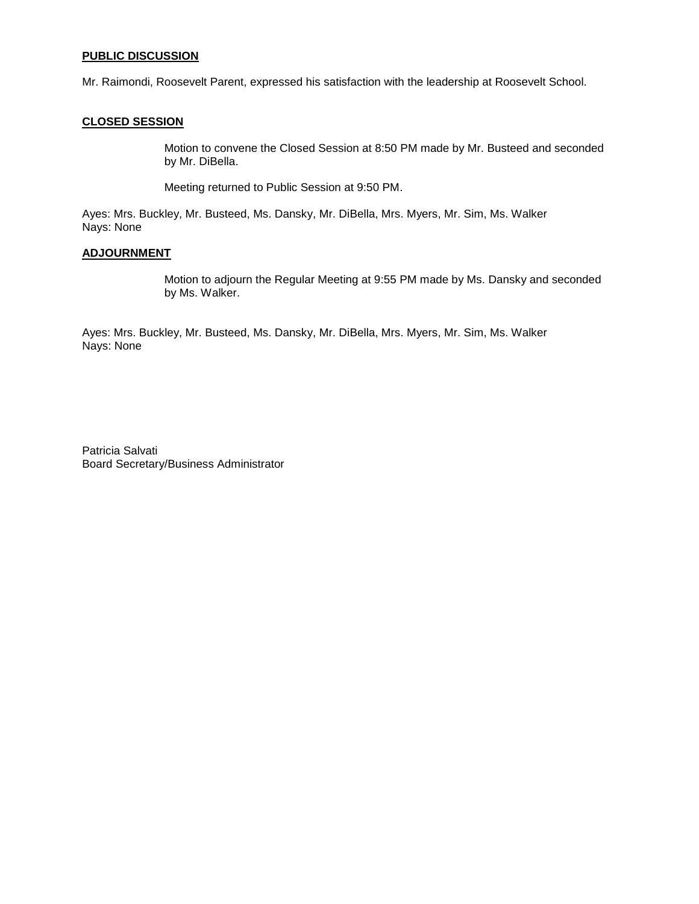**PUBLIC DISCUSSION**

Mr. Raimondi, Roosevelt Parent, expressed his satisfaction with the leadership at Roosevelt School.

**CLOSED SESSION**

Motion to convene the Closed Session at 8:50 PM made by Mr. Busteed and seconded by Mr. DiBella.

Meeting returned to Public Session at 9:50 PM.

Ayes: Mrs. Buckley, Mr. Busteed, Ms. Dansky, Mr. DiBella, Mrs. Myers, Mr. Sim, Ms. Walker
Nays: None

**ADJOURNMENT**

Motion to adjourn the Regular Meeting at 9:55 PM made by Ms. Dansky and seconded by Ms. Walker.

Ayes: Mrs. Buckley, Mr. Busteed, Ms. Dansky, Mr. DiBella, Mrs. Myers, Mr. Sim, Ms. Walker
Nays: None

Patricia Salvati
Board Secretary/Business Administrator